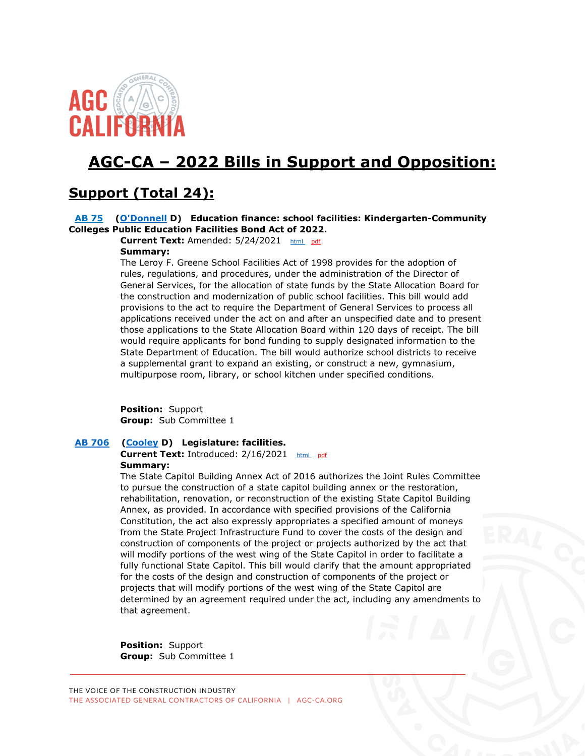# AGC-CA – 2022 Bills in Support and Opposition:

## Support (Total 24):

**AB 75** **(O'Donnell D)** **Education finance: school facilities: Kindergarten-Community Colleges Public Education Facilities Bond Act of 2022.**

**Current Text:** Amended: 5/24/2021 html pdf

**Summary:**

The Leroy F. Greene School Facilities Act of 1998 provides for the adoption of rules, regulations, and procedures, under the administration of the Director of General Services, for the allocation of state funds by the State Allocation Board for the construction and modernization of public school facilities. This bill would add provisions to the act to require the Department of General Services to process all applications received under the act on and after an unspecified date and to present those applications to the State Allocation Board within 120 days of receipt. The bill would require applicants for bond funding to supply designated information to the State Department of Education. The bill would authorize school districts to receive a supplemental grant to expand an existing, or construct a new, gymnasium, multipurpose room, library, or school kitchen under specified conditions.

**Position:** Support
**Group:** Sub Committee 1

**AB 706** **(Cooley D)** **Legislature: facilities.**

**Current Text:** Introduced: 2/16/2021 html pdf

**Summary:**

The State Capitol Building Annex Act of 2016 authorizes the Joint Rules Committee to pursue the construction of a state capitol building annex or the restoration, rehabilitation, renovation, or reconstruction of the existing State Capitol Building Annex, as provided. In accordance with specified provisions of the California Constitution, the act also expressly appropriates a specified amount of moneys from the State Project Infrastructure Fund to cover the costs of the design and construction of components of the project or projects authorized by the act that will modify portions of the west wing of the State Capitol in order to facilitate a fully functional State Capitol. This bill would clarify that the amount appropriated for the costs of the design and construction of components of the project or projects that will modify portions of the west wing of the State Capitol are determined by an agreement required under the act, including any amendments to that agreement.

**Position:** Support
**Group:** Sub Committee 1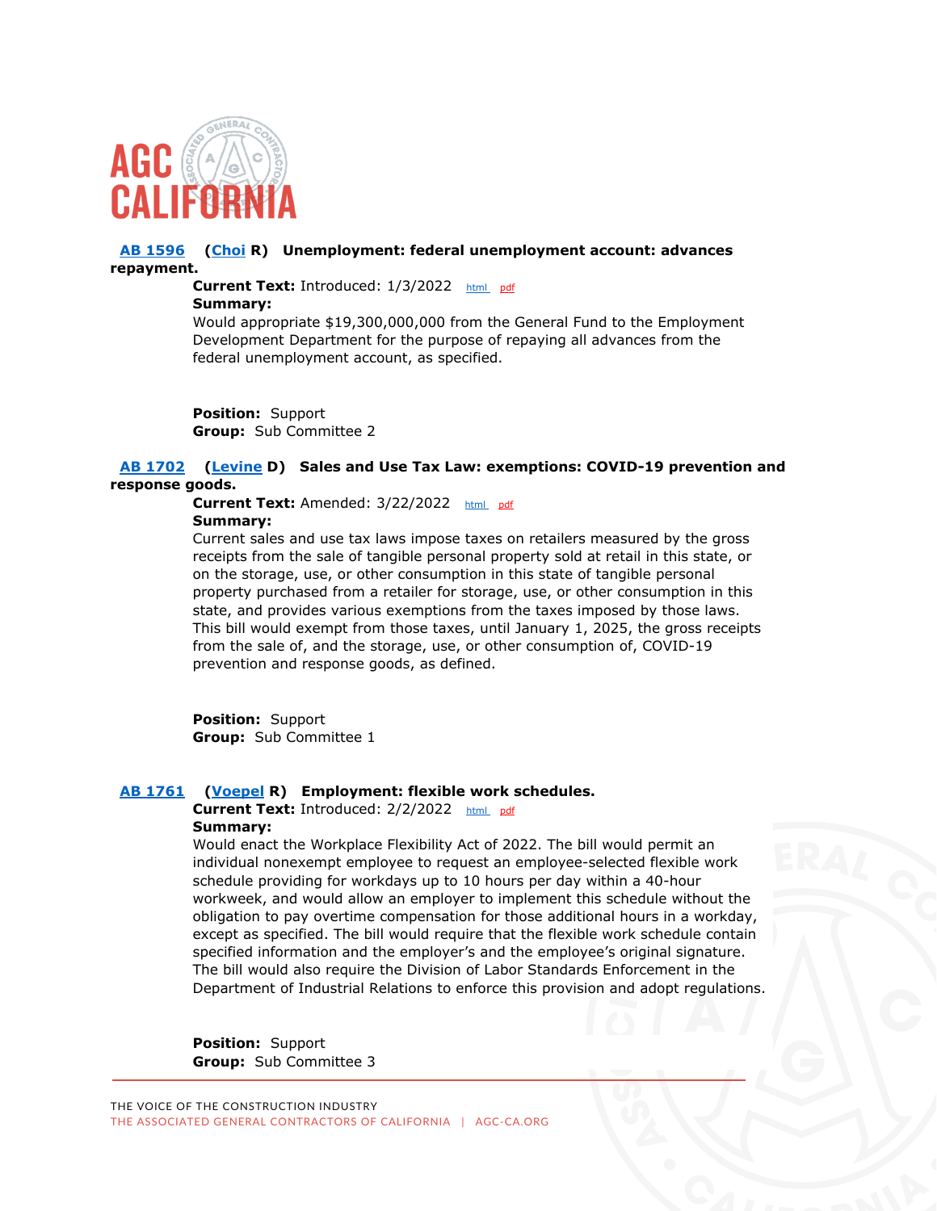**AB 1596** **(Choi R)** **Unemployment: federal unemployment account: advances repayment.**

**Current Text:** Introduced: 1/3/2022 html pdf

**Summary:**

Would appropriate $19,300,000,000 from the General Fund to the Employment Development Department for the purpose of repaying all advances from the federal unemployment account, as specified.

**Position:** Support

**Group:** Sub Committee 2

**AB 1702** **(Levine D)** **Sales and Use Tax Law: exemptions: COVID-19 prevention and response goods.**

**Current Text:** Amended: 3/22/2022 html pdf

**Summary:**

Current sales and use tax laws impose taxes on retailers measured by the gross receipts from the sale of tangible personal property sold at retail in this state, or on the storage, use, or other consumption in this state of tangible personal property purchased from a retailer for storage, use, or other consumption in this state, and provides various exemptions from the taxes imposed by those laws. This bill would exempt from those taxes, until January 1, 2025, the gross receipts from the sale of, and the storage, use, or other consumption of, COVID-19 prevention and response goods, as defined.

**Position:** Support

**Group:** Sub Committee 1

**AB 1761** **(Voepel R)** **Employment: flexible work schedules.**

**Current Text:** Introduced: 2/2/2022 html pdf

**Summary:**

Would enact the Workplace Flexibility Act of 2022. The bill would permit an individual nonexempt employee to request an employee-selected flexible work schedule providing for workdays up to 10 hours per day within a 40-hour workweek, and would allow an employer to implement this schedule without the obligation to pay overtime compensation for those additional hours in a workday, except as specified. The bill would require that the flexible work schedule contain specified information and the employer's and the employee's original signature. The bill would also require the Division of Labor Standards Enforcement in the Department of Industrial Relations to enforce this provision and adopt regulations.

**Position:** Support

**Group:** Sub Committee 3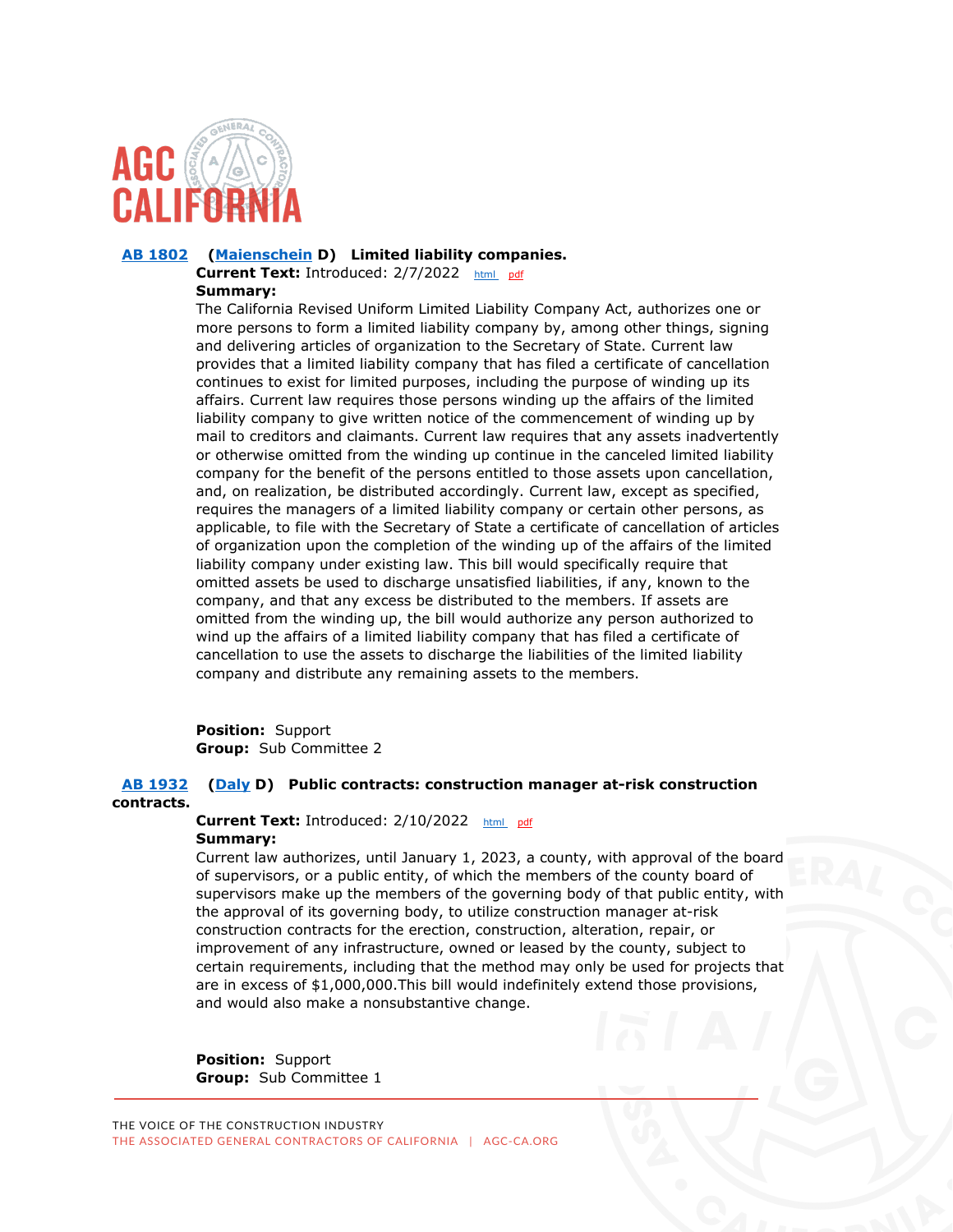**AB 1802** (**Maienschein** D) **Limited liability companies.**

**Current Text:** Introduced: 2/7/2022 html pdf

**Summary:**

The California Revised Uniform Limited Liability Company Act, authorizes one or more persons to form a limited liability company by, among other things, signing and delivering articles of organization to the Secretary of State. Current law provides that a limited liability company that has filed a certificate of cancellation continues to exist for limited purposes, including the purpose of winding up its affairs. Current law requires those persons winding up the affairs of the limited liability company to give written notice of the commencement of winding up by mail to creditors and claimants. Current law requires that any assets inadvertently or otherwise omitted from the winding up continue in the canceled limited liability company for the benefit of the persons entitled to those assets upon cancellation, and, on realization, be distributed accordingly. Current law, except as specified, requires the managers of a limited liability company or certain other persons, as applicable, to file with the Secretary of State a certificate of cancellation of articles of organization upon the completion of the winding up of the affairs of the limited liability company under existing law. This bill would specifically require that omitted assets be used to discharge unsatisfied liabilities, if any, known to the company, and that any excess be distributed to the members. If assets are omitted from the winding up, the bill would authorize any person authorized to wind up the affairs of a limited liability company that has filed a certificate of cancellation to use the assets to discharge the liabilities of the limited liability company and distribute any remaining assets to the members.

**Position:** Support
**Group:** Sub Committee 2

**AB 1932** (**Daly** D) **Public contracts: construction manager at-risk construction contracts.**

**Current Text:** Introduced: 2/10/2022 html pdf

**Summary:**

Current law authorizes, until January 1, 2023, a county, with approval of the board of supervisors, or a public entity, of which the members of the county board of supervisors make up the members of the governing body of that public entity, with the approval of its governing body, to utilize construction manager at-risk construction contracts for the erection, construction, alteration, repair, or improvement of any infrastructure, owned or leased by the county, subject to certain requirements, including that the method may only be used for projects that are in excess of $1,000,000.This bill would indefinitely extend those provisions, and would also make a nonsubstantive change.

**Position:** Support
**Group:** Sub Committee 1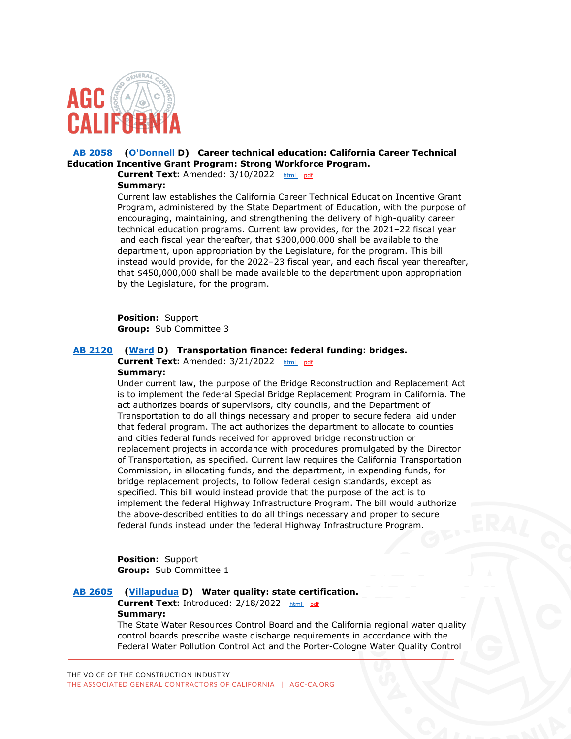**AB 2058** **(O'Donnell D)** **Career technical education: California Career Technical Education Incentive Grant Program: Strong Workforce Program.**

**Current Text:** Amended: 3/10/2022 html pdf

**Summary:**

Current law establishes the California Career Technical Education Incentive Grant Program, administered by the State Department of Education, with the purpose of encouraging, maintaining, and strengthening the delivery of high-quality career technical education programs. Current law provides, for the 2021–22 fiscal year and each fiscal year thereafter, that $300,000,000 shall be available to the department, upon appropriation by the Legislature, for the program. This bill instead would provide, for the 2022–23 fiscal year, and each fiscal year thereafter, that $450,000,000 shall be made available to the department upon appropriation by the Legislature, for the program.

**Position:** Support
**Group:** Sub Committee 3

**AB 2120** **(Ward D)** **Transportation finance: federal funding: bridges.**

**Current Text:** Amended: 3/21/2022 html pdf

**Summary:**

Under current law, the purpose of the Bridge Reconstruction and Replacement Act is to implement the federal Special Bridge Replacement Program in California. The act authorizes boards of supervisors, city councils, and the Department of Transportation to do all things necessary and proper to secure federal aid under that federal program. The act authorizes the department to allocate to counties and cities federal funds received for approved bridge reconstruction or replacement projects in accordance with procedures promulgated by the Director of Transportation, as specified. Current law requires the California Transportation Commission, in allocating funds, and the department, in expending funds, for bridge replacement projects, to follow federal design standards, except as specified. This bill would instead provide that the purpose of the act is to implement the federal Highway Infrastructure Program. The bill would authorize the above-described entities to do all things necessary and proper to secure federal funds instead under the federal Highway Infrastructure Program.

**Position:** Support
**Group:** Sub Committee 1

**AB 2605** **(Villapudua D)** **Water quality: state certification.**

**Current Text:** Introduced: 2/18/2022 html pdf

**Summary:**

The State Water Resources Control Board and the California regional water quality control boards prescribe waste discharge requirements in accordance with the Federal Water Pollution Control Act and the Porter-Cologne Water Quality Control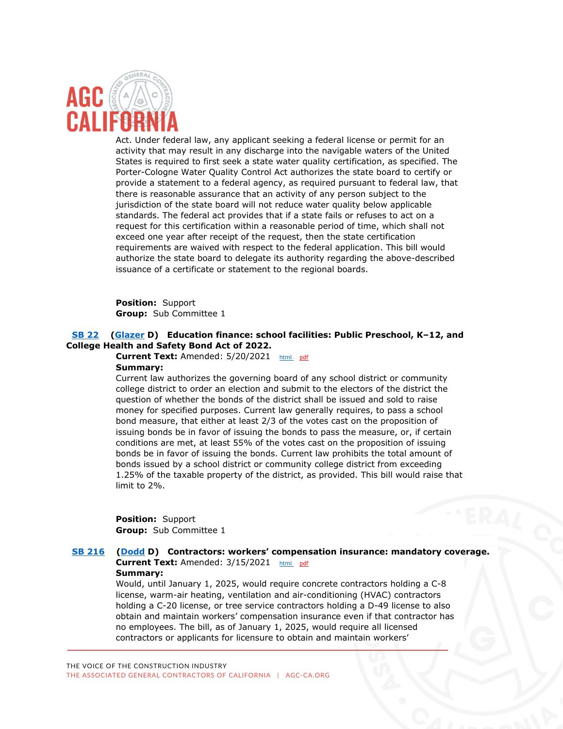Act. Under federal law, any applicant seeking a federal license or permit for an activity that may result in any discharge into the navigable waters of the United States is required to first seek a state water quality certification, as specified. The Porter-Cologne Water Quality Control Act authorizes the state board to certify or provide a statement to a federal agency, as required pursuant to federal law, that there is reasonable assurance that an activity of any person subject to the jurisdiction of the state board will not reduce water quality below applicable standards. The federal act provides that if a state fails or refuses to act on a request for this certification within a reasonable period of time, which shall not exceed one year after receipt of the request, then the state certification requirements are waived with respect to the federal application. This bill would authorize the state board to delegate its authority regarding the above-described issuance of a certificate or statement to the regional boards.

**Position:** Support
**Group:** Sub Committee 1

**SB 22** **(Glazer D) Education finance: school facilities: Public Preschool, K–12, and College Health and Safety Bond Act of 2022.**

**Current Text:** Amended: 5/20/2021 html pdf

**Summary:**

Current law authorizes the governing board of any school district or community college district to order an election and submit to the electors of the district the question of whether the bonds of the district shall be issued and sold to raise money for specified purposes. Current law generally requires, to pass a school bond measure, that either at least 2/3 of the votes cast on the proposition of issuing bonds be in favor of issuing the bonds to pass the measure, or, if certain conditions are met, at least 55% of the votes cast on the proposition of issuing bonds be in favor of issuing the bonds. Current law prohibits the total amount of bonds issued by a school district or community college district from exceeding 1.25% of the taxable property of the district, as provided. This bill would raise that limit to 2%.

**Position:** Support
**Group:** Sub Committee 1

**SB 216** **(Dodd D) Contractors: workers' compensation insurance: mandatory coverage.**

**Current Text:** Amended: 3/15/2021 html pdf

**Summary:**

Would, until January 1, 2025, would require concrete contractors holding a C-8 license, warm-air heating, ventilation and air-conditioning (HVAC) contractors holding a C-20 license, or tree service contractors holding a D-49 license to also obtain and maintain workers' compensation insurance even if that contractor has no employees. The bill, as of January 1, 2025, would require all licensed contractors or applicants for licensure to obtain and maintain workers'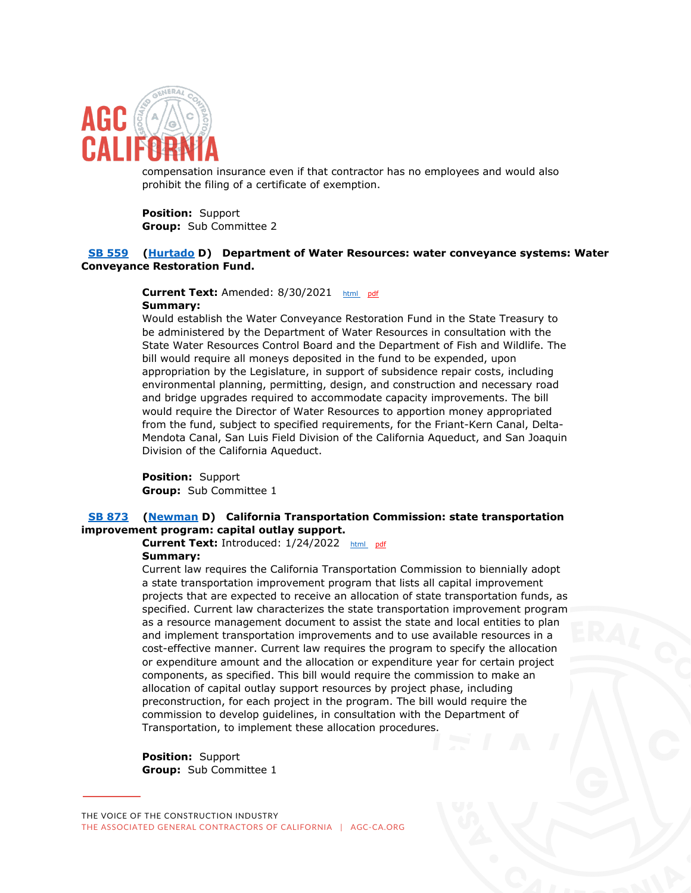compensation insurance even if that contractor has no employees and would also prohibit the filing of a certificate of exemption.

**Position:** Support
**Group:** Sub Committee 2

**SB 559** **(Hurtado D)** **Department of Water Resources: water conveyance systems: Water Conveyance Restoration Fund.**

**Current Text:** Amended: 8/30/2021 html pdf
**Summary:**
Would establish the Water Conveyance Restoration Fund in the State Treasury to be administered by the Department of Water Resources in consultation with the State Water Resources Control Board and the Department of Fish and Wildlife. The bill would require all moneys deposited in the fund to be expended, upon appropriation by the Legislature, in support of subsidence repair costs, including environmental planning, permitting, design, and construction and necessary road and bridge upgrades required to accommodate capacity improvements. The bill would require the Director of Water Resources to apportion money appropriated from the fund, subject to specified requirements, for the Friant-Kern Canal, Delta-Mendota Canal, San Luis Field Division of the California Aqueduct, and San Joaquin Division of the California Aqueduct.

**Position:** Support
**Group:** Sub Committee 1

**SB 873** **(Newman D)** **California Transportation Commission: state transportation improvement program: capital outlay support.**

**Current Text:** Introduced: 1/24/2022 html pdf
**Summary:**
Current law requires the California Transportation Commission to biennially adopt a state transportation improvement program that lists all capital improvement projects that are expected to receive an allocation of state transportation funds, as specified. Current law characterizes the state transportation improvement program as a resource management document to assist the state and local entities to plan and implement transportation improvements and to use available resources in a cost-effective manner. Current law requires the program to specify the allocation or expenditure amount and the allocation or expenditure year for certain project components, as specified. This bill would require the commission to make an allocation of capital outlay support resources by project phase, including preconstruction, for each project in the program. The bill would require the commission to develop guidelines, in consultation with the Department of Transportation, to implement these allocation procedures.

**Position:** Support
**Group:** Sub Committee 1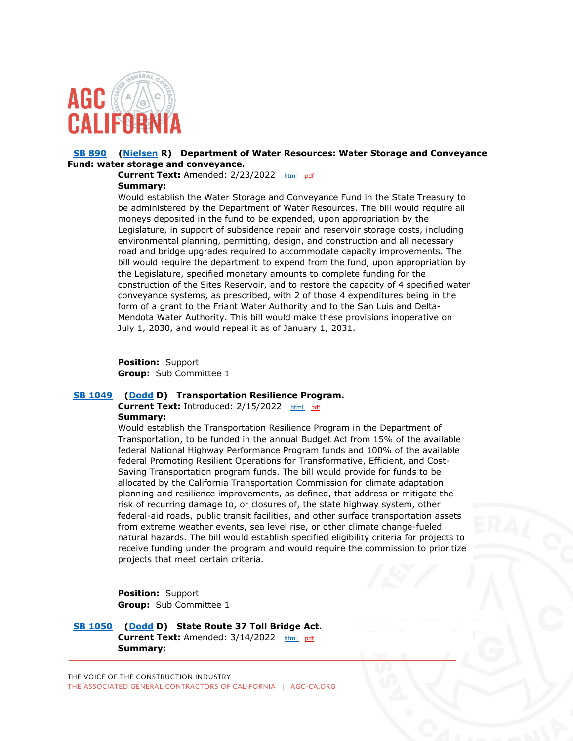**SB 890** **(Nielsen R)** **Department of Water Resources: Water Storage and Conveyance Fund: water storage and conveyance.**

**Current Text:** Amended: 2/23/2022 html pdf

**Summary:**

Would establish the Water Storage and Conveyance Fund in the State Treasury to be administered by the Department of Water Resources. The bill would require all moneys deposited in the fund to be expended, upon appropriation by the Legislature, in support of subsidence repair and reservoir storage costs, including environmental planning, permitting, design, and construction and all necessary road and bridge upgrades required to accommodate capacity improvements. The bill would require the department to expend from the fund, upon appropriation by the Legislature, specified monetary amounts to complete funding for the construction of the Sites Reservoir, and to restore the capacity of 4 specified water conveyance systems, as prescribed, with 2 of those 4 expenditures being in the form of a grant to the Friant Water Authority and to the San Luis and Delta-Mendota Water Authority. This bill would make these provisions inoperative on July 1, 2030, and would repeal it as of January 1, 2031.

**Position:** Support
**Group:** Sub Committee 1

**SB 1049** **(Dodd D)** **Transportation Resilience Program.**

**Current Text:** Introduced: 2/15/2022 html pdf

**Summary:**

Would establish the Transportation Resilience Program in the Department of Transportation, to be funded in the annual Budget Act from 15% of the available federal National Highway Performance Program funds and 100% of the available federal Promoting Resilient Operations for Transformative, Efficient, and Cost-Saving Transportation program funds. The bill would provide for funds to be allocated by the California Transportation Commission for climate adaptation planning and resilience improvements, as defined, that address or mitigate the risk of recurring damage to, or closures of, the state highway system, other federal-aid roads, public transit facilities, and other surface transportation assets from extreme weather events, sea level rise, or other climate change-fueled natural hazards. The bill would establish specified eligibility criteria for projects to receive funding under the program and would require the commission to prioritize projects that meet certain criteria.

**Position:** Support
**Group:** Sub Committee 1

**SB 1050** **(Dodd D)** **State Route 37 Toll Bridge Act.**

**Current Text:** Amended: 3/14/2022 html pdf

**Summary:**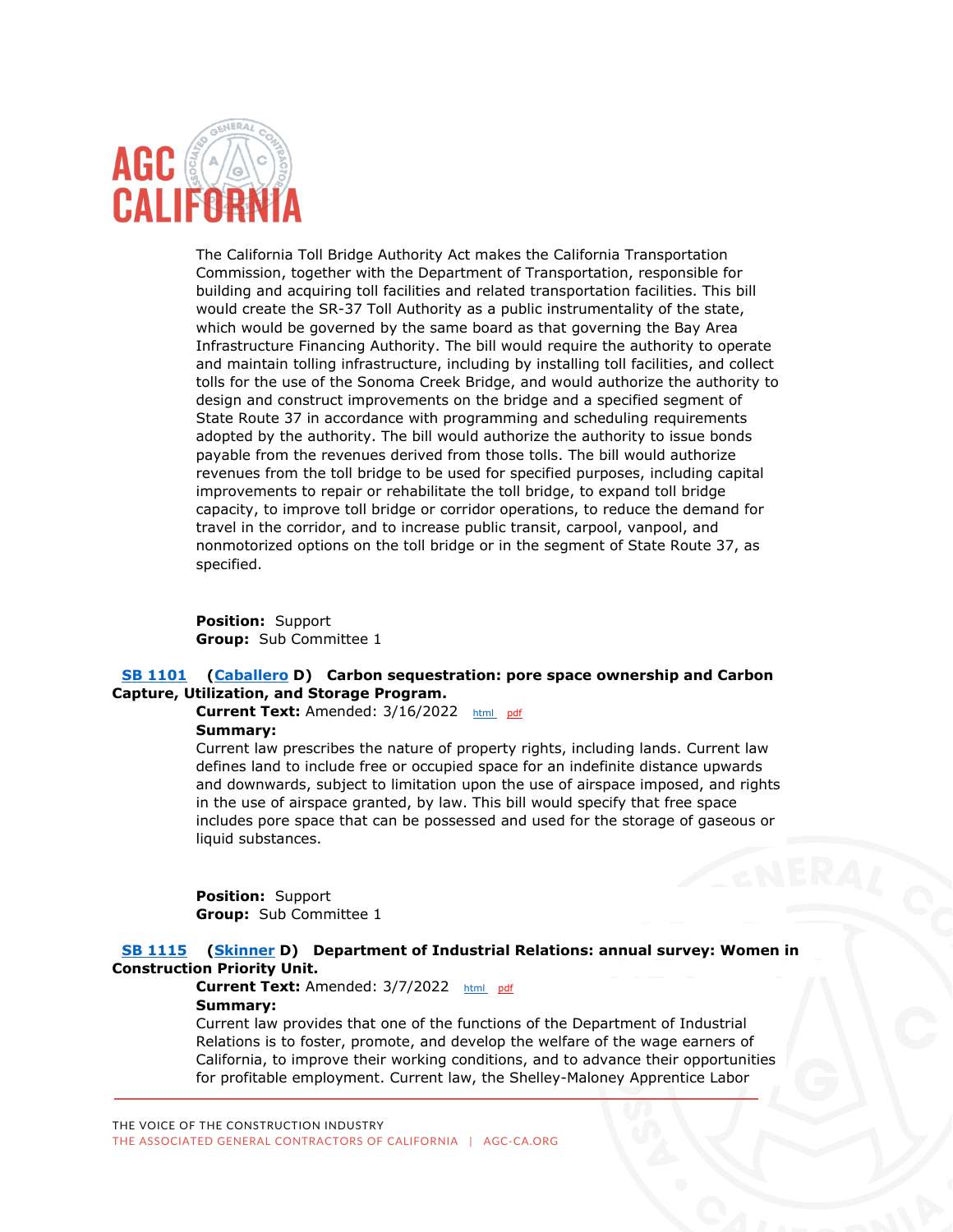The California Toll Bridge Authority Act makes the California Transportation Commission, together with the Department of Transportation, responsible for building and acquiring toll facilities and related transportation facilities. This bill would create the SR-37 Toll Authority as a public instrumentality of the state, which would be governed by the same board as that governing the Bay Area Infrastructure Financing Authority. The bill would require the authority to operate and maintain tolling infrastructure, including by installing toll facilities, and collect tolls for the use of the Sonoma Creek Bridge, and would authorize the authority to design and construct improvements on the bridge and a specified segment of State Route 37 in accordance with programming and scheduling requirements adopted by the authority. The bill would authorize the authority to issue bonds payable from the revenues derived from those tolls. The bill would authorize revenues from the toll bridge to be used for specified purposes, including capital improvements to repair or rehabilitate the toll bridge, to expand toll bridge capacity, to improve toll bridge or corridor operations, to reduce the demand for travel in the corridor, and to increase public transit, carpool, vanpool, and nonmotorized options on the toll bridge or in the segment of State Route 37, as specified.

**Position:** Support
**Group:** Sub Committee 1

**SB 1101** **(Caballero D)** **Carbon sequestration: pore space ownership and Carbon Capture, Utilization, and Storage Program.**

**Current Text:** Amended: 3/16/2022 html pdf

**Summary:**

Current law prescribes the nature of property rights, including lands. Current law defines land to include free or occupied space for an indefinite distance upwards and downwards, subject to limitation upon the use of airspace imposed, and rights in the use of airspace granted, by law. This bill would specify that free space includes pore space that can be possessed and used for the storage of gaseous or liquid substances.

**Position:** Support
**Group:** Sub Committee 1

**SB 1115** **(Skinner D)** **Department of Industrial Relations: annual survey: Women in Construction Priority Unit.**

**Current Text:** Amended: 3/7/2022 html pdf

**Summary:**

Current law provides that one of the functions of the Department of Industrial Relations is to foster, promote, and develop the welfare of the wage earners of California, to improve their working conditions, and to advance their opportunities for profitable employment. Current law, the Shelley-Maloney Apprentice Labor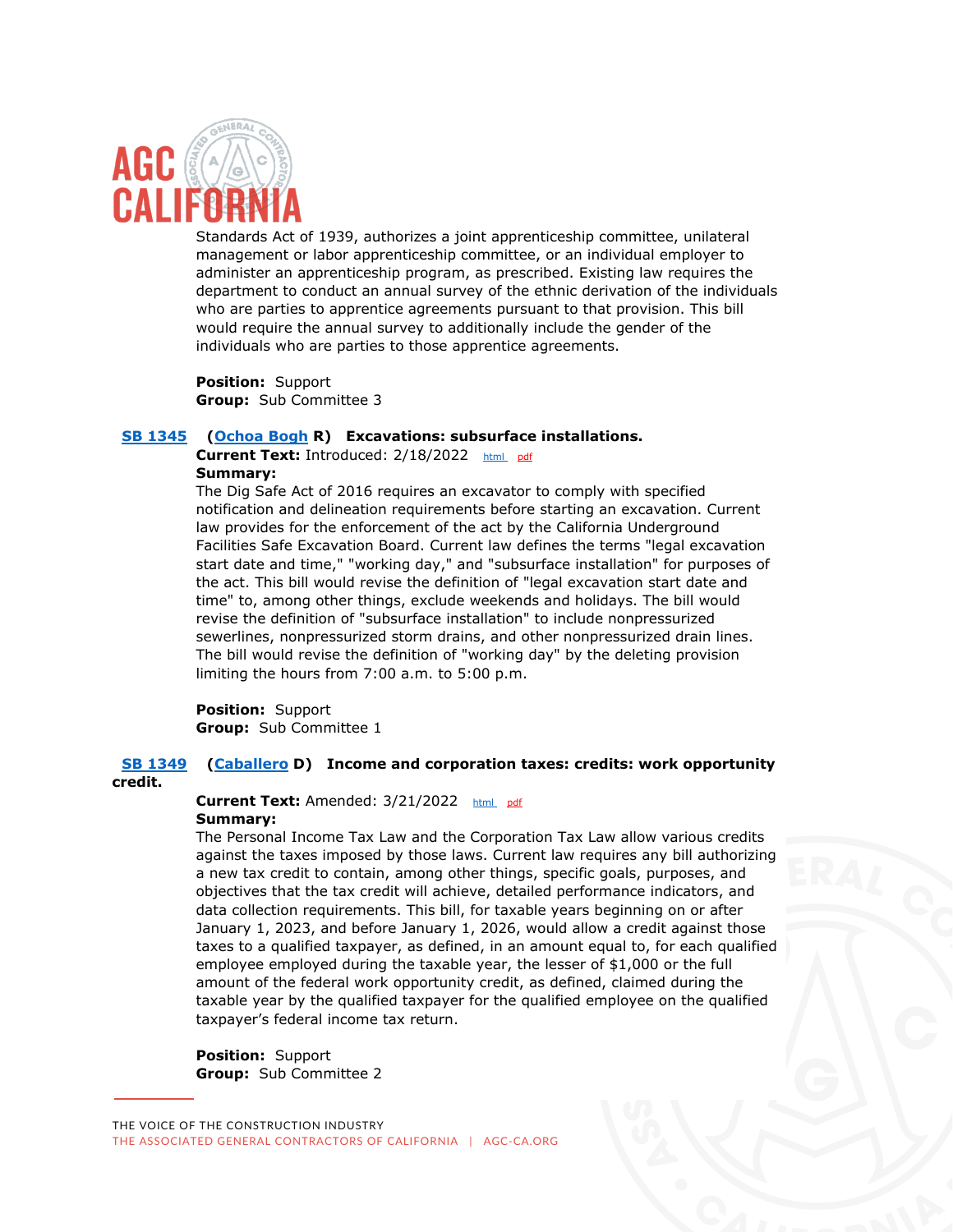Standards Act of 1939, authorizes a joint apprenticeship committee, unilateral management or labor apprenticeship committee, or an individual employer to administer an apprenticeship program, as prescribed. Existing law requires the department to conduct an annual survey of the ethnic derivation of the individuals who are parties to apprentice agreements pursuant to that provision. This bill would require the annual survey to additionally include the gender of the individuals who are parties to those apprentice agreements.

**Position:** Support
**Group:** Sub Committee 3

**SB 1345** (**Ochoa Bogh** R) **Excavations: subsurface installations.**

**Current Text:** Introduced: 2/18/2022 html pdf

**Summary:**

The Dig Safe Act of 2016 requires an excavator to comply with specified notification and delineation requirements before starting an excavation. Current law provides for the enforcement of the act by the California Underground Facilities Safe Excavation Board. Current law defines the terms "legal excavation start date and time," "working day," and "subsurface installation" for purposes of the act. This bill would revise the definition of "legal excavation start date and time" to, among other things, exclude weekends and holidays. The bill would revise the definition of "subsurface installation" to include nonpressurized sewerlines, nonpressurized storm drains, and other nonpressurized drain lines. The bill would revise the definition of "working day" by the deleting provision limiting the hours from 7:00 a.m. to 5:00 p.m.

**Position:** Support
**Group:** Sub Committee 1

**SB 1349** (**Caballero** D) **Income and corporation taxes: credits: work opportunity credit.**

**Current Text:** Amended: 3/21/2022 html pdf

**Summary:**

The Personal Income Tax Law and the Corporation Tax Law allow various credits against the taxes imposed by those laws. Current law requires any bill authorizing a new tax credit to contain, among other things, specific goals, purposes, and objectives that the tax credit will achieve, detailed performance indicators, and data collection requirements. This bill, for taxable years beginning on or after January 1, 2023, and before January 1, 2026, would allow a credit against those taxes to a qualified taxpayer, as defined, in an amount equal to, for each qualified employee employed during the taxable year, the lesser of $1,000 or the full amount of the federal work opportunity credit, as defined, claimed during the taxable year by the qualified taxpayer for the qualified employee on the qualified taxpayer's federal income tax return.

**Position:** Support
**Group:** Sub Committee 2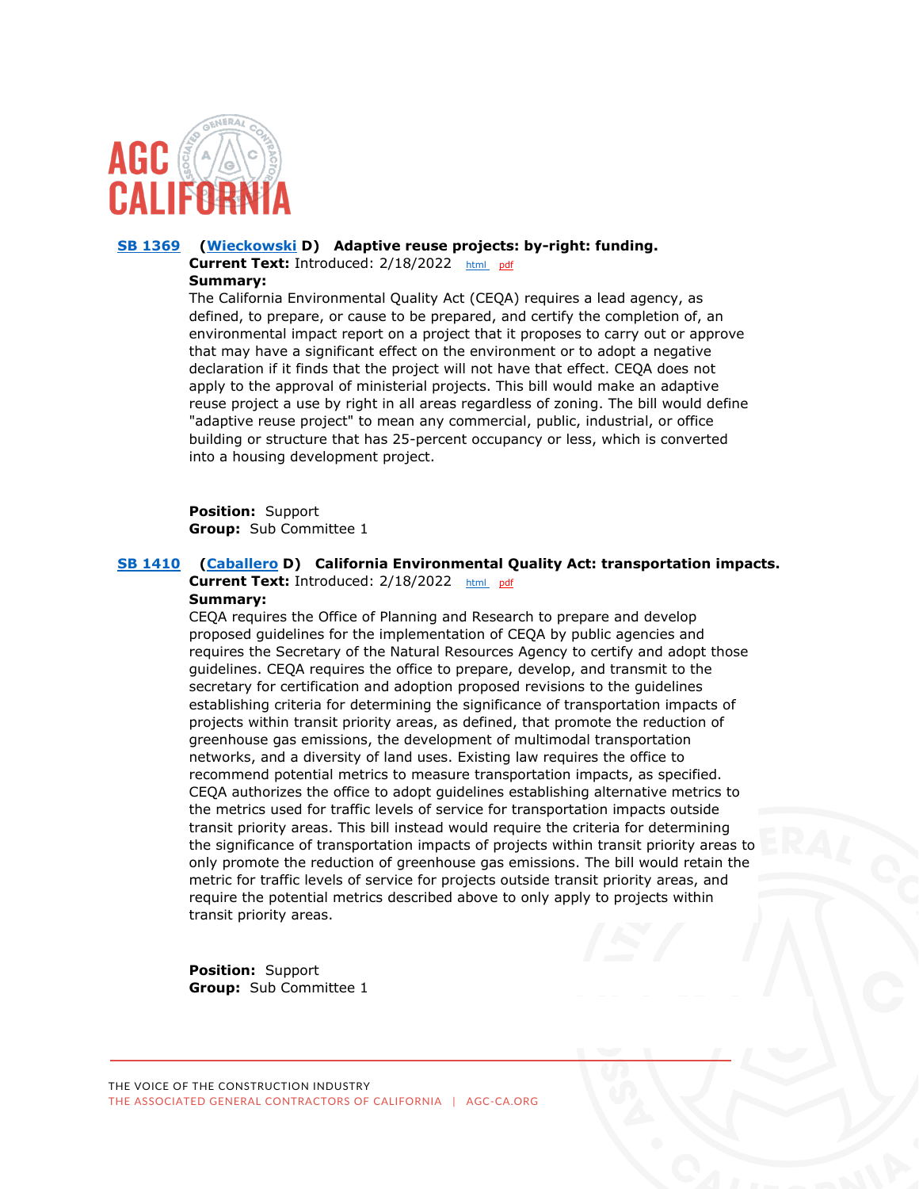**SB 1369** **(Wieckowski D) Adaptive reuse projects: by-right: funding.**

**Current Text:** Introduced: 2/18/2022 html pdf

**Summary:**

The California Environmental Quality Act (CEQA) requires a lead agency, as defined, to prepare, or cause to be prepared, and certify the completion of, an environmental impact report on a project that it proposes to carry out or approve that may have a significant effect on the environment or to adopt a negative declaration if it finds that the project will not have that effect. CEQA does not apply to the approval of ministerial projects. This bill would make an adaptive reuse project a use by right in all areas regardless of zoning. The bill would define "adaptive reuse project" to mean any commercial, public, industrial, or office building or structure that has 25-percent occupancy or less, which is converted into a housing development project.

**Position:** Support
**Group:** Sub Committee 1

**SB 1410** **(Caballero D) California Environmental Quality Act: transportation impacts.**

**Current Text:** Introduced: 2/18/2022 html pdf

**Summary:**

CEQA requires the Office of Planning and Research to prepare and develop proposed guidelines for the implementation of CEQA by public agencies and requires the Secretary of the Natural Resources Agency to certify and adopt those guidelines. CEQA requires the office to prepare, develop, and transmit to the secretary for certification and adoption proposed revisions to the guidelines establishing criteria for determining the significance of transportation impacts of projects within transit priority areas, as defined, that promote the reduction of greenhouse gas emissions, the development of multimodal transportation networks, and a diversity of land uses. Existing law requires the office to recommend potential metrics to measure transportation impacts, as specified. CEQA authorizes the office to adopt guidelines establishing alternative metrics to the metrics used for traffic levels of service for transportation impacts outside transit priority areas. This bill instead would require the criteria for determining the significance of transportation impacts of projects within transit priority areas to only promote the reduction of greenhouse gas emissions. The bill would retain the metric for traffic levels of service for projects outside transit priority areas, and require the potential metrics described above to only apply to projects within transit priority areas.

**Position:** Support
**Group:** Sub Committee 1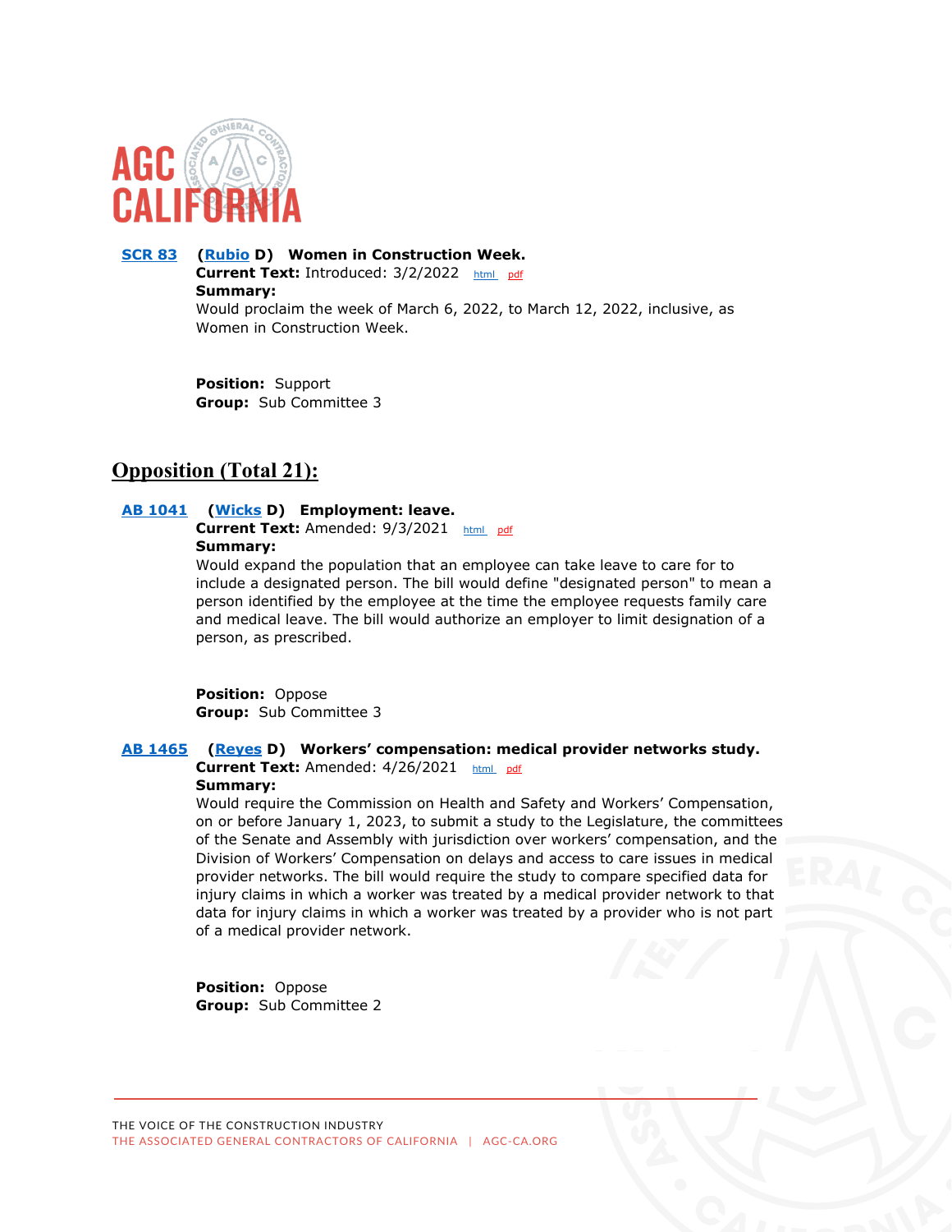**SCR 83** **(Rubio D) Women in Construction Week.**
**Current Text:** Introduced: 3/2/2022 html pdf
**Summary:**
Would proclaim the week of March 6, 2022, to March 12, 2022, inclusive, as Women in Construction Week.

**Position:** Support
**Group:** Sub Committee 3

## Opposition (Total 21):

**AB 1041** **(Wicks D) Employment: leave.**
**Current Text:** Amended: 9/3/2021 html pdf
**Summary:**
Would expand the population that an employee can take leave to care for to include a designated person. The bill would define "designated person" to mean a person identified by the employee at the time the employee requests family care and medical leave. The bill would authorize an employer to limit designation of a person, as prescribed.

**Position:** Oppose
**Group:** Sub Committee 3

**AB 1465** **(Reyes D) Workers' compensation: medical provider networks study.**
**Current Text:** Amended: 4/26/2021 html pdf
**Summary:**
Would require the Commission on Health and Safety and Workers' Compensation, on or before January 1, 2023, to submit a study to the Legislature, the committees of the Senate and Assembly with jurisdiction over workers' compensation, and the Division of Workers' Compensation on delays and access to care issues in medical provider networks. The bill would require the study to compare specified data for injury claims in which a worker was treated by a medical provider network to that data for injury claims in which a worker was treated by a provider who is not part of a medical provider network.

**Position:** Oppose
**Group:** Sub Committee 2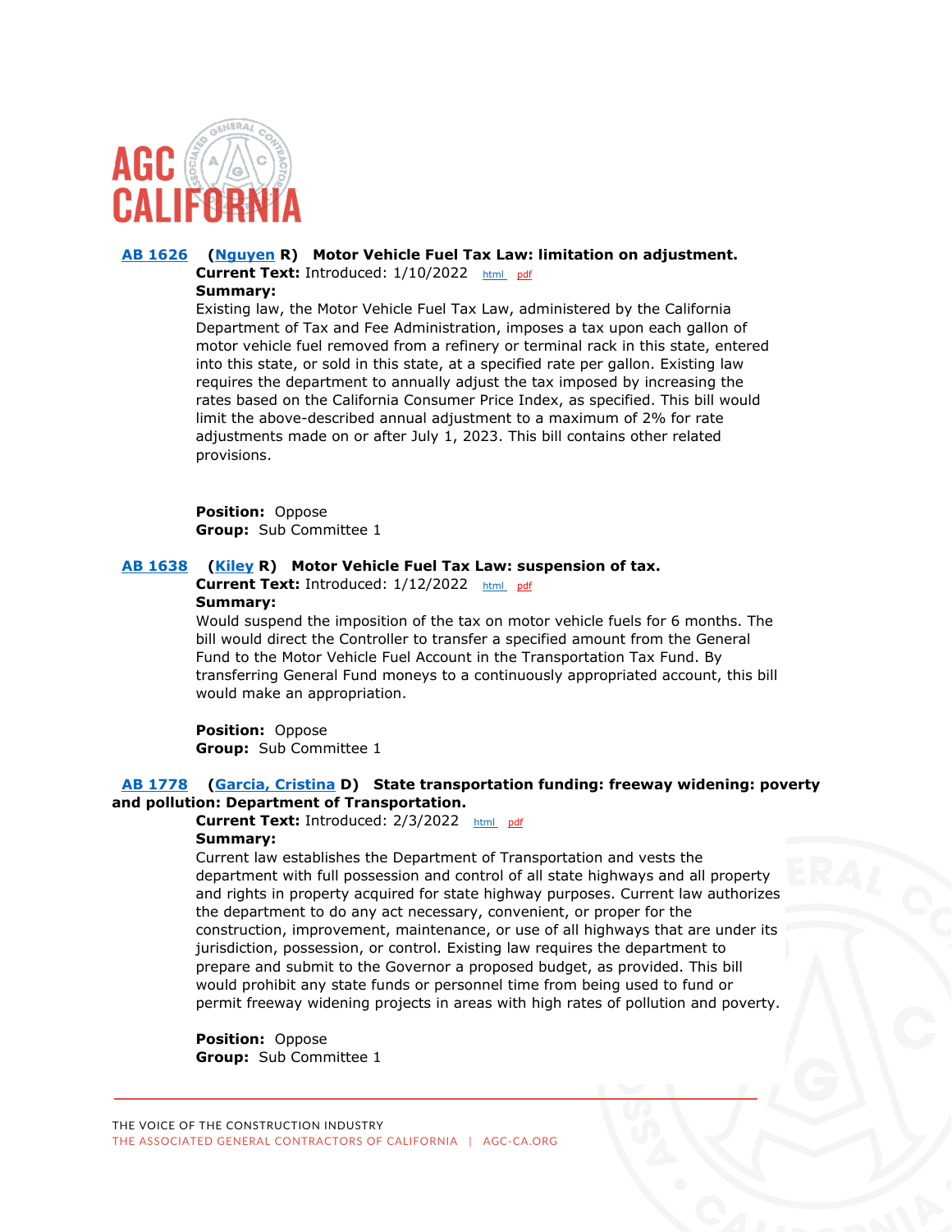**AB 1626** (**Nguyen** R) **Motor Vehicle Fuel Tax Law: limitation on adjustment.**

**Current Text:** Introduced: 1/10/2022 html pdf

**Summary:**

Existing law, the Motor Vehicle Fuel Tax Law, administered by the California Department of Tax and Fee Administration, imposes a tax upon each gallon of motor vehicle fuel removed from a refinery or terminal rack in this state, entered into this state, or sold in this state, at a specified rate per gallon. Existing law requires the department to annually adjust the tax imposed by increasing the rates based on the California Consumer Price Index, as specified. This bill would limit the above-described annual adjustment to a maximum of 2% for rate adjustments made on or after July 1, 2023. This bill contains other related provisions.

**Position:** Oppose

**Group:** Sub Committee 1

**AB 1638** (**Kiley** R) **Motor Vehicle Fuel Tax Law: suspension of tax.**

**Current Text:** Introduced: 1/12/2022 html pdf

**Summary:**

Would suspend the imposition of the tax on motor vehicle fuels for 6 months. The bill would direct the Controller to transfer a specified amount from the General Fund to the Motor Vehicle Fuel Account in the Transportation Tax Fund. By transferring General Fund moneys to a continuously appropriated account, this bill would make an appropriation.

**Position:** Oppose

**Group:** Sub Committee 1

**AB 1778** (**Garcia, Cristina** D) **State transportation funding: freeway widening: poverty and pollution: Department of Transportation.**

**Current Text:** Introduced: 2/3/2022 html pdf

**Summary:**

Current law establishes the Department of Transportation and vests the department with full possession and control of all state highways and all property and rights in property acquired for state highway purposes. Current law authorizes the department to do any act necessary, convenient, or proper for the construction, improvement, maintenance, or use of all highways that are under its jurisdiction, possession, or control. Existing law requires the department to prepare and submit to the Governor a proposed budget, as provided. This bill would prohibit any state funds or personnel time from being used to fund or permit freeway widening projects in areas with high rates of pollution and poverty.

**Position:** Oppose

**Group:** Sub Committee 1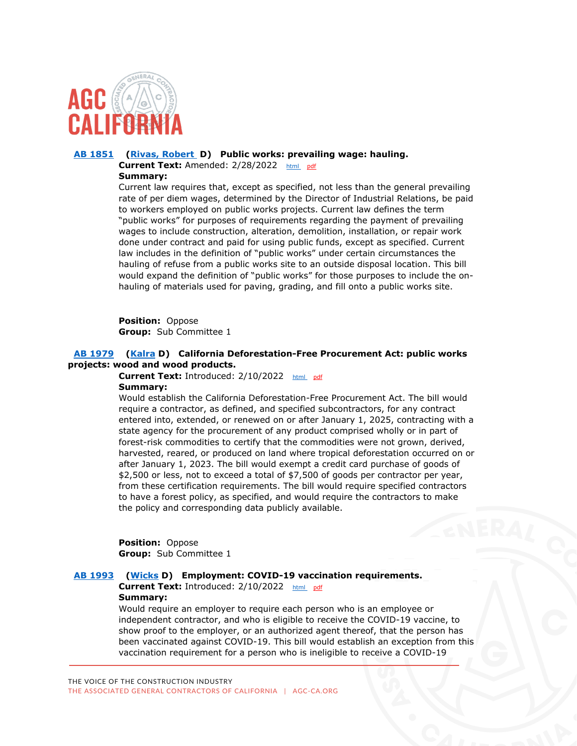**AB 1851** (**Rivas, Robert** D) **Public works: prevailing wage: hauling.**

**Current Text:** Amended: 2/28/2022 html pdf

**Summary:**

Current law requires that, except as specified, not less than the general prevailing rate of per diem wages, determined by the Director of Industrial Relations, be paid to workers employed on public works projects. Current law defines the term "public works" for purposes of requirements regarding the payment of prevailing wages to include construction, alteration, demolition, installation, or repair work done under contract and paid for using public funds, except as specified. Current law includes in the definition of "public works" under certain circumstances the hauling of refuse from a public works site to an outside disposal location. This bill would expand the definition of "public works" for those purposes to include the on-hauling of materials used for paving, grading, and fill onto a public works site.

**Position:** Oppose
**Group:** Sub Committee 1

**AB 1979** (**Kalra** D) **California Deforestation-Free Procurement Act: public works projects: wood and wood products.**

**Current Text:** Introduced: 2/10/2022 html pdf

**Summary:**

Would establish the California Deforestation-Free Procurement Act. The bill would require a contractor, as defined, and specified subcontractors, for any contract entered into, extended, or renewed on or after January 1, 2025, contracting with a state agency for the procurement of any product comprised wholly or in part of forest-risk commodities to certify that the commodities were not grown, derived, harvested, reared, or produced on land where tropical deforestation occurred on or after January 1, 2023. The bill would exempt a credit card purchase of goods of $2,500 or less, not to exceed a total of $7,500 of goods per contractor per year, from these certification requirements. The bill would require specified contractors to have a forest policy, as specified, and would require the contractors to make the policy and corresponding data publicly available.

**Position:** Oppose
**Group:** Sub Committee 1

**AB 1993** (**Wicks** D) **Employment: COVID-19 vaccination requirements.**

**Current Text:** Introduced: 2/10/2022 html pdf

**Summary:**

Would require an employer to require each person who is an employee or independent contractor, and who is eligible to receive the COVID-19 vaccine, to show proof to the employer, or an authorized agent thereof, that the person has been vaccinated against COVID-19. This bill would establish an exception from this vaccination requirement for a person who is ineligible to receive a COVID-19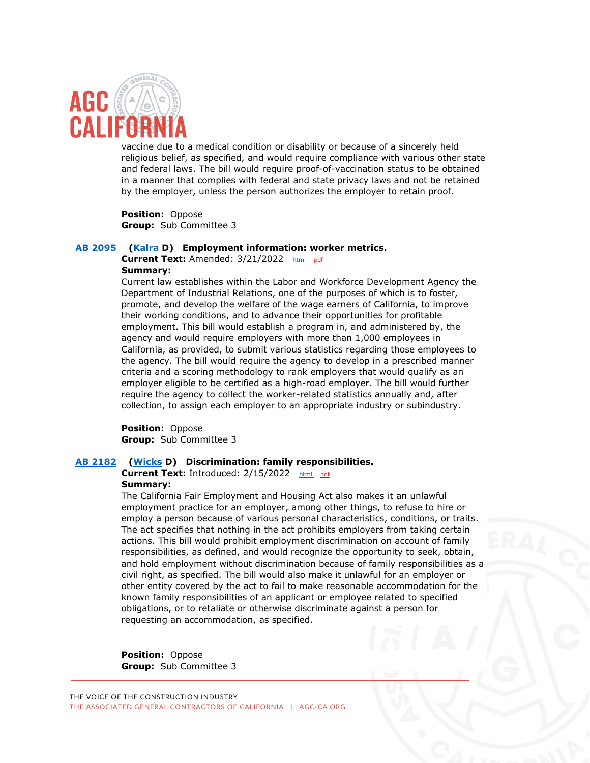vaccine due to a medical condition or disability or because of a sincerely held religious belief, as specified, and would require compliance with various other state and federal laws. The bill would require proof-of-vaccination status to be obtained in a manner that complies with federal and state privacy laws and not be retained by the employer, unless the person authorizes the employer to retain proof.

**Position:** Oppose
**Group:** Sub Committee 3

**AB 2095** **(Kalra D)** **Employment information: worker metrics.**
**Current Text:** Amended: 3/21/2022 html pdf
**Summary:**
Current law establishes within the Labor and Workforce Development Agency the Department of Industrial Relations, one of the purposes of which is to foster, promote, and develop the welfare of the wage earners of California, to improve their working conditions, and to advance their opportunities for profitable employment. This bill would establish a program in, and administered by, the agency and would require employers with more than 1,000 employees in California, as provided, to submit various statistics regarding those employees to the agency. The bill would require the agency to develop in a prescribed manner criteria and a scoring methodology to rank employers that would qualify as an employer eligible to be certified as a high-road employer. The bill would further require the agency to collect the worker-related statistics annually and, after collection, to assign each employer to an appropriate industry or subindustry.

**Position:** Oppose
**Group:** Sub Committee 3

**AB 2182** **(Wicks D)** **Discrimination: family responsibilities.**
**Current Text:** Introduced: 2/15/2022 html pdf
**Summary:**
The California Fair Employment and Housing Act also makes it an unlawful employment practice for an employer, among other things, to refuse to hire or employ a person because of various personal characteristics, conditions, or traits. The act specifies that nothing in the act prohibits employers from taking certain actions. This bill would prohibit employment discrimination on account of family responsibilities, as defined, and would recognize the opportunity to seek, obtain, and hold employment without discrimination because of family responsibilities as a civil right, as specified. The bill would also make it unlawful for an employer or other entity covered by the act to fail to make reasonable accommodation for the known family responsibilities of an applicant or employee related to specified obligations, or to retaliate or otherwise discriminate against a person for requesting an accommodation, as specified.

**Position:** Oppose
**Group:** Sub Committee 3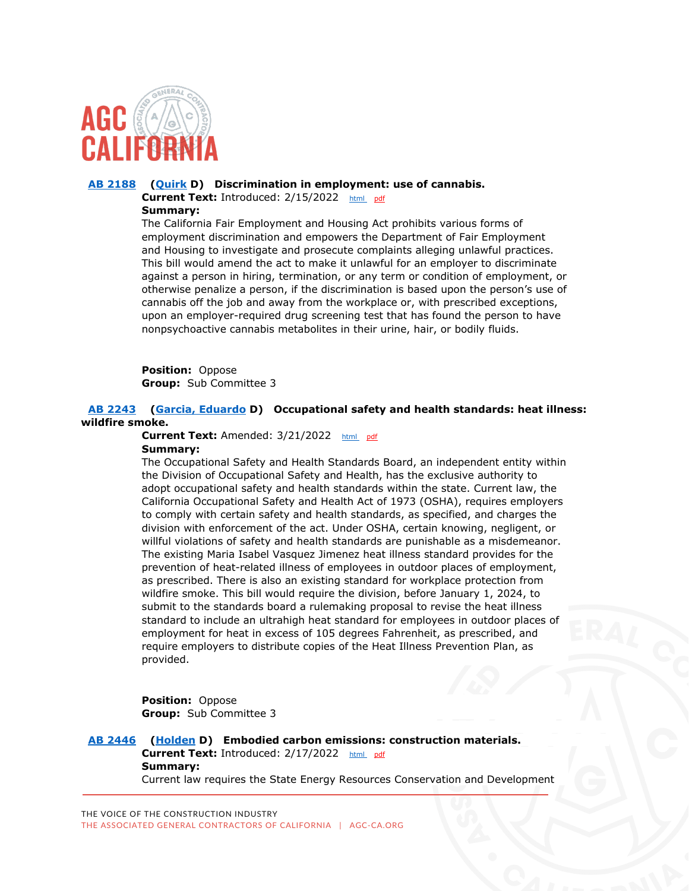**AB 2188** (**Quirk** D) **Discrimination in employment: use of cannabis.**

**Current Text:** Introduced: 2/15/2022 html pdf

**Summary:**

The California Fair Employment and Housing Act prohibits various forms of employment discrimination and empowers the Department of Fair Employment and Housing to investigate and prosecute complaints alleging unlawful practices. This bill would amend the act to make it unlawful for an employer to discriminate against a person in hiring, termination, or any term or condition of employment, or otherwise penalize a person, if the discrimination is based upon the person's use of cannabis off the job and away from the workplace or, with prescribed exceptions, upon an employer-required drug screening test that has found the person to have nonpsychoactive cannabis metabolites in their urine, hair, or bodily fluids.

**Position:** Oppose
**Group:** Sub Committee 3

**AB 2243** (**Garcia, Eduardo** D) **Occupational safety and health standards: heat illness: wildfire smoke.**

**Current Text:** Amended: 3/21/2022 html pdf

**Summary:**

The Occupational Safety and Health Standards Board, an independent entity within the Division of Occupational Safety and Health, has the exclusive authority to adopt occupational safety and health standards within the state. Current law, the California Occupational Safety and Health Act of 1973 (OSHA), requires employers to comply with certain safety and health standards, as specified, and charges the division with enforcement of the act. Under OSHA, certain knowing, negligent, or willful violations of safety and health standards are punishable as a misdemeanor. The existing Maria Isabel Vasquez Jimenez heat illness standard provides for the prevention of heat-related illness of employees in outdoor places of employment, as prescribed. There is also an existing standard for workplace protection from wildfire smoke. This bill would require the division, before January 1, 2024, to submit to the standards board a rulemaking proposal to revise the heat illness standard to include an ultrahigh heat standard for employees in outdoor places of employment for heat in excess of 105 degrees Fahrenheit, as prescribed, and require employers to distribute copies of the Heat Illness Prevention Plan, as provided.

**Position:** Oppose
**Group:** Sub Committee 3

**AB 2446** (**Holden** D) **Embodied carbon emissions: construction materials.**

**Current Text:** Introduced: 2/17/2022 html pdf

**Summary:**

Current law requires the State Energy Resources Conservation and Development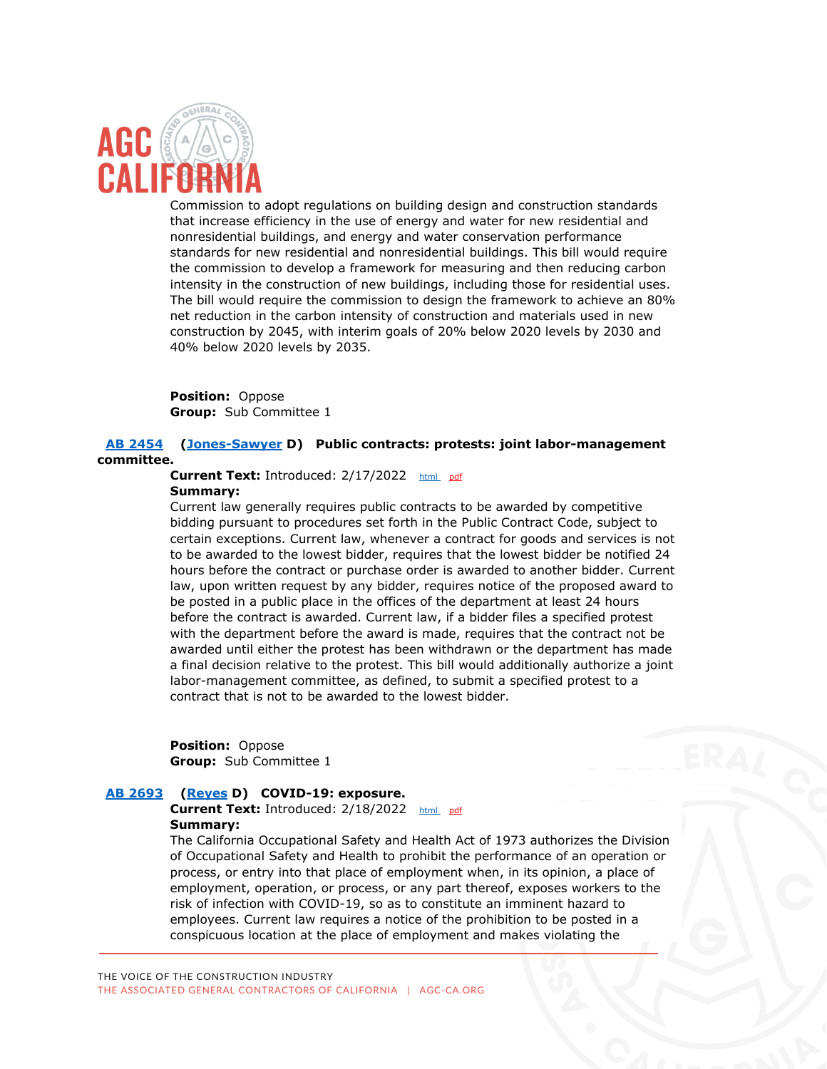Commission to adopt regulations on building design and construction standards that increase efficiency in the use of energy and water for new residential and nonresidential buildings, and energy and water conservation performance standards for new residential and nonresidential buildings. This bill would require the commission to develop a framework for measuring and then reducing carbon intensity in the construction of new buildings, including those for residential uses. The bill would require the commission to design the framework to achieve an 80% net reduction in the carbon intensity of construction and materials used in new construction by 2045, with interim goals of 20% below 2020 levels by 2030 and 40% below 2020 levels by 2035.

**Position:** Oppose
**Group:** Sub Committee 1

**AB 2454** **(Jones-Sawyer D)** **Public contracts: protests: joint labor-management committee.**

**Current Text:** Introduced: 2/17/2022 html pdf
**Summary:**
Current law generally requires public contracts to be awarded by competitive bidding pursuant to procedures set forth in the Public Contract Code, subject to certain exceptions. Current law, whenever a contract for goods and services is not to be awarded to the lowest bidder, requires that the lowest bidder be notified 24 hours before the contract or purchase order is awarded to another bidder. Current law, upon written request by any bidder, requires notice of the proposed award to be posted in a public place in the offices of the department at least 24 hours before the contract is awarded. Current law, if a bidder files a specified protest with the department before the award is made, requires that the contract not be awarded until either the protest has been withdrawn or the department has made a final decision relative to the protest. This bill would additionally authorize a joint labor-management committee, as defined, to submit a specified protest to a contract that is not to be awarded to the lowest bidder.

**Position:** Oppose
**Group:** Sub Committee 1

**AB 2693** **(Reyes D)** **COVID-19: exposure.**

**Current Text:** Introduced: 2/18/2022 html pdf
**Summary:**
The California Occupational Safety and Health Act of 1973 authorizes the Division of Occupational Safety and Health to prohibit the performance of an operation or process, or entry into that place of employment when, in its opinion, a place of employment, operation, or process, or any part thereof, exposes workers to the risk of infection with COVID-19, so as to constitute an imminent hazard to employees. Current law requires a notice of the prohibition to be posted in a conspicuous location at the place of employment and makes violating the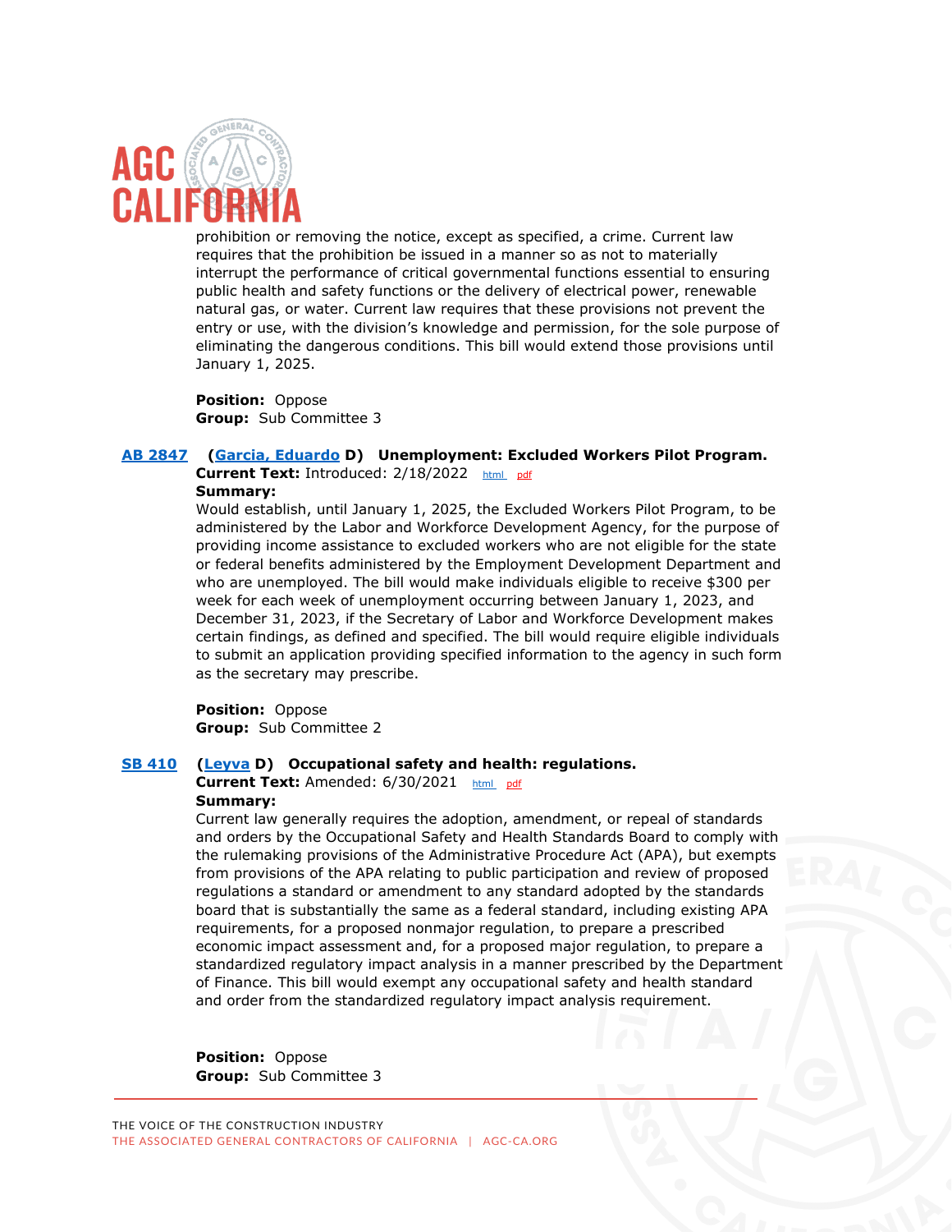prohibition or removing the notice, except as specified, a crime. Current law requires that the prohibition be issued in a manner so as not to materially interrupt the performance of critical governmental functions essential to ensuring public health and safety functions or the delivery of electrical power, renewable natural gas, or water. Current law requires that these provisions not prevent the entry or use, with the division's knowledge and permission, for the sole purpose of eliminating the dangerous conditions. This bill would extend those provisions until January 1, 2025.

**Position:** Oppose
**Group:** Sub Committee 3

**AB 2847** **(Garcia, Eduardo D) Unemployment: Excluded Workers Pilot Program.**
**Current Text:** Introduced: 2/18/2022 html pdf
**Summary:**
Would establish, until January 1, 2025, the Excluded Workers Pilot Program, to be administered by the Labor and Workforce Development Agency, for the purpose of providing income assistance to excluded workers who are not eligible for the state or federal benefits administered by the Employment Development Department and who are unemployed. The bill would make individuals eligible to receive $300 per week for each week of unemployment occurring between January 1, 2023, and December 31, 2023, if the Secretary of Labor and Workforce Development makes certain findings, as defined and specified. The bill would require eligible individuals to submit an application providing specified information to the agency in such form as the secretary may prescribe.

**Position:** Oppose
**Group:** Sub Committee 2

**SB 410** **(Leyva D) Occupational safety and health: regulations.**
**Current Text:** Amended: 6/30/2021 html pdf
**Summary:**
Current law generally requires the adoption, amendment, or repeal of standards and orders by the Occupational Safety and Health Standards Board to comply with the rulemaking provisions of the Administrative Procedure Act (APA), but exempts from provisions of the APA relating to public participation and review of proposed regulations a standard or amendment to any standard adopted by the standards board that is substantially the same as a federal standard, including existing APA requirements, for a proposed nonmajor regulation, to prepare a prescribed economic impact assessment and, for a proposed major regulation, to prepare a standardized regulatory impact analysis in a manner prescribed by the Department of Finance. This bill would exempt any occupational safety and health standard and order from the standardized regulatory impact analysis requirement.

**Position:** Oppose
**Group:** Sub Committee 3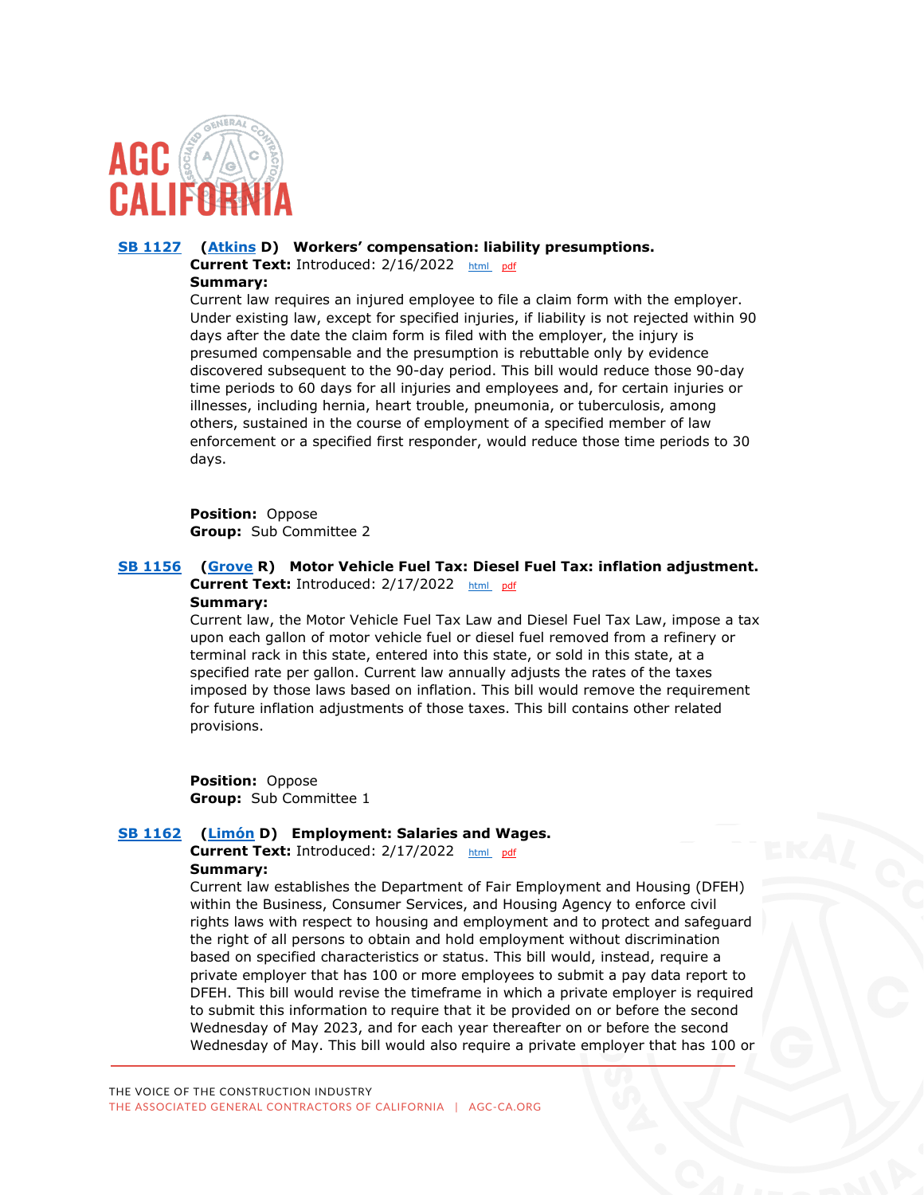**SB 1127** **(Atkins D)** **Workers' compensation: liability presumptions.**

**Current Text:** Introduced: 2/16/2022 html pdf

**Summary:**

Current law requires an injured employee to file a claim form with the employer. Under existing law, except for specified injuries, if liability is not rejected within 90 days after the date the claim form is filed with the employer, the injury is presumed compensable and the presumption is rebuttable only by evidence discovered subsequent to the 90-day period. This bill would reduce those 90-day time periods to 60 days for all injuries and employees and, for certain injuries or illnesses, including hernia, heart trouble, pneumonia, or tuberculosis, among others, sustained in the course of employment of a specified member of law enforcement or a specified first responder, would reduce those time periods to 30 days.

**Position:** Oppose
**Group:** Sub Committee 2

**SB 1156** **(Grove R)** **Motor Vehicle Fuel Tax: Diesel Fuel Tax: inflation adjustment.**

**Current Text:** Introduced: 2/17/2022 html pdf

**Summary:**

Current law, the Motor Vehicle Fuel Tax Law and Diesel Fuel Tax Law, impose a tax upon each gallon of motor vehicle fuel or diesel fuel removed from a refinery or terminal rack in this state, entered into this state, or sold in this state, at a specified rate per gallon. Current law annually adjusts the rates of the taxes imposed by those laws based on inflation. This bill would remove the requirement for future inflation adjustments of those taxes. This bill contains other related provisions.

**Position:** Oppose
**Group:** Sub Committee 1

**SB 1162** **(Limón D)** **Employment: Salaries and Wages.**

**Current Text:** Introduced: 2/17/2022 html pdf

**Summary:**

Current law establishes the Department of Fair Employment and Housing (DFEH) within the Business, Consumer Services, and Housing Agency to enforce civil rights laws with respect to housing and employment and to protect and safeguard the right of all persons to obtain and hold employment without discrimination based on specified characteristics or status. This bill would, instead, require a private employer that has 100 or more employees to submit a pay data report to DFEH. This bill would revise the timeframe in which a private employer is required to submit this information to require that it be provided on or before the second Wednesday of May 2023, and for each year thereafter on or before the second Wednesday of May. This bill would also require a private employer that has 100 or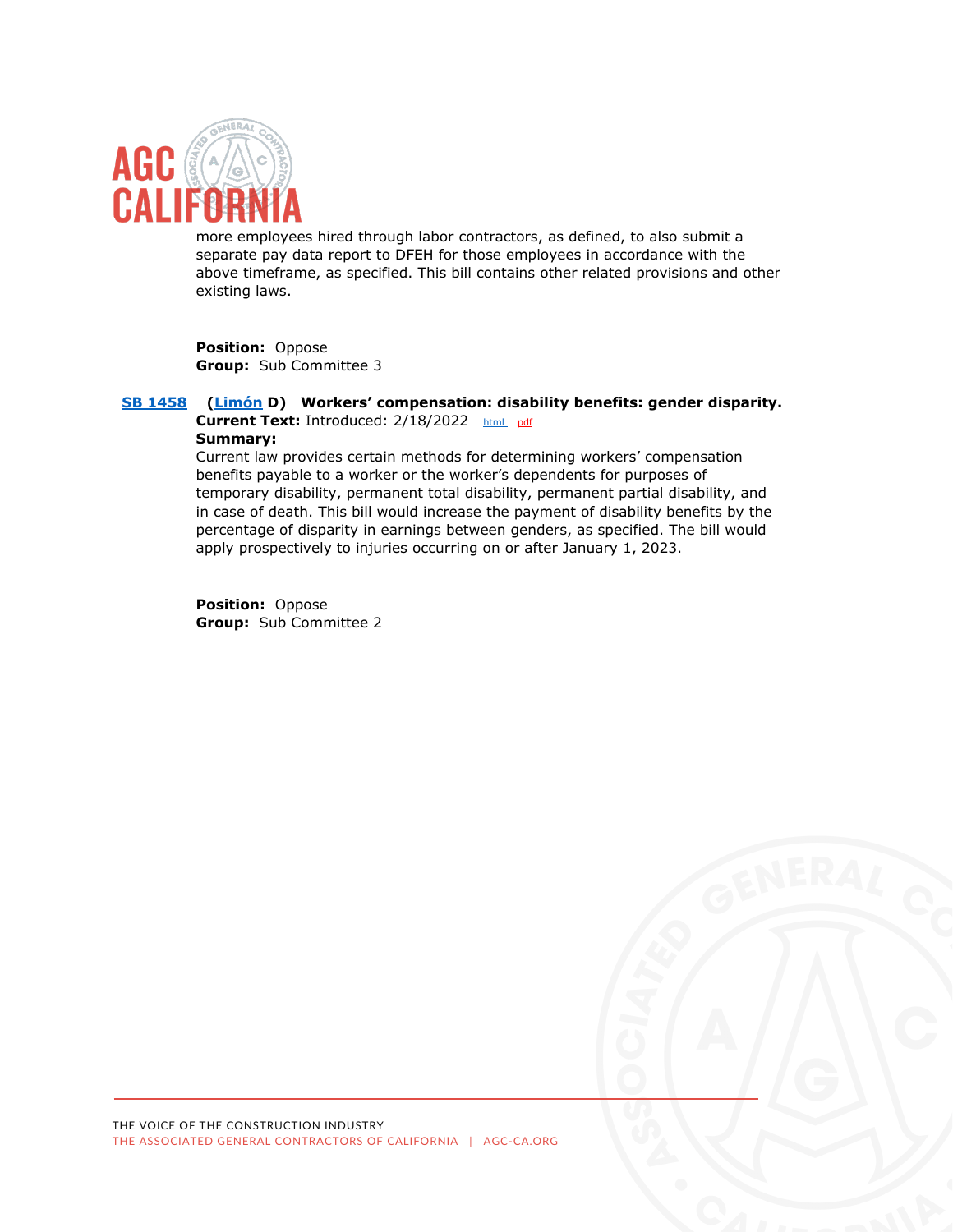more employees hired through labor contractors, as defined, to also submit a separate pay data report to DFEH for those employees in accordance with the above timeframe, as specified. This bill contains other related provisions and other existing laws.

**Position:** Oppose
**Group:** Sub Committee 3

**SB 1458** (**Limón** D) **Workers' compensation: disability benefits: gender disparity.**
**Current Text:** Introduced: 2/18/2022 html pdf
**Summary:**
Current law provides certain methods for determining workers' compensation benefits payable to a worker or the worker's dependents for purposes of temporary disability, permanent total disability, permanent partial disability, and in case of death. This bill would increase the payment of disability benefits by the percentage of disparity in earnings between genders, as specified. The bill would apply prospectively to injuries occurring on or after January 1, 2023.

**Position:** Oppose
**Group:** Sub Committee 2